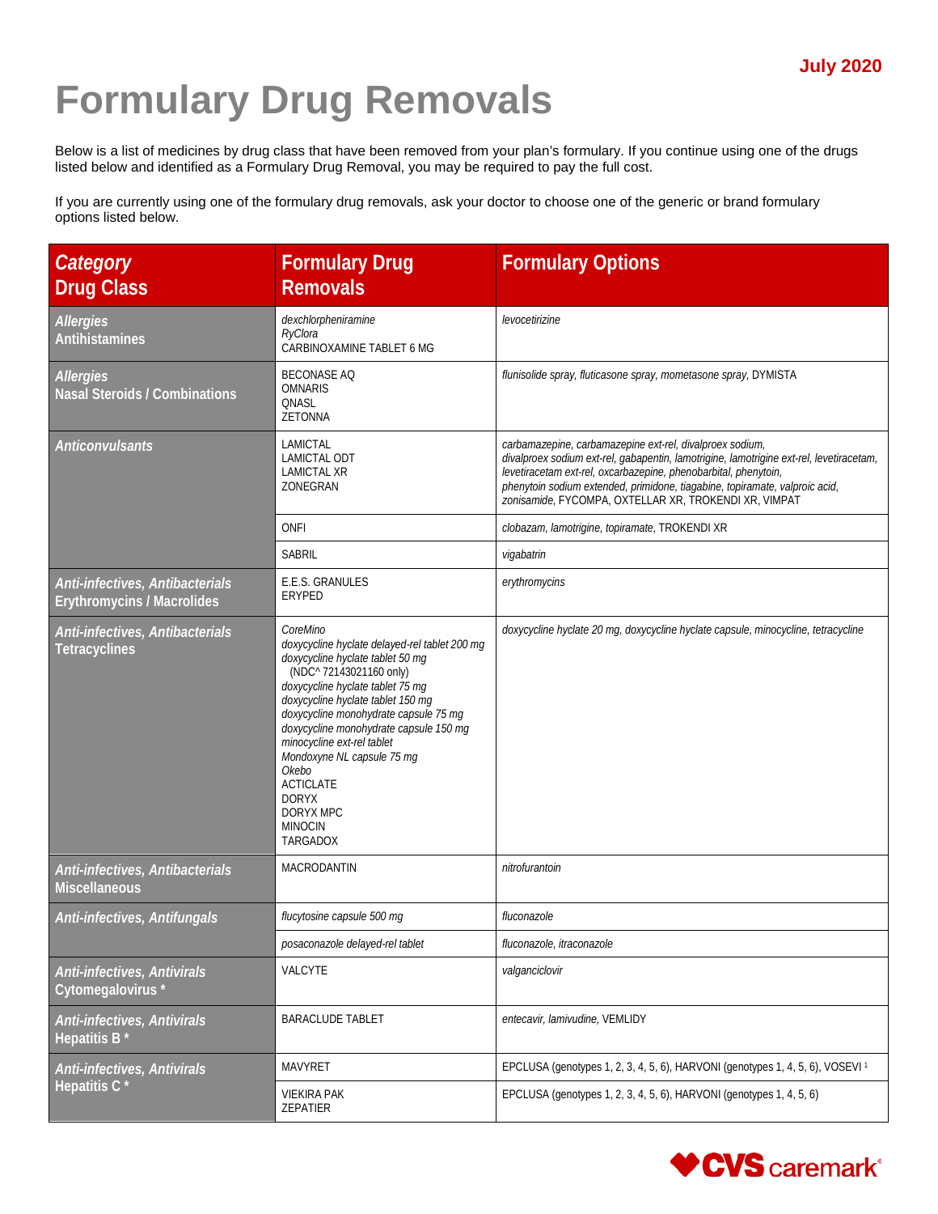July 2020

# Formulary Drug Removals

Below is a list of medicines by drug class that have been removed from your plan's formulary. If you continue using one of the drugs listed below and identified as a Formulary Drug Removal, you may be required to pay the full cost.

If you are currently using one of the formulary drug removals, ask your doctor to choose one of the generic or brand formulary options listed below.

| *Category* Drug Class | Formulary Drug Removals | Formulary Options |
|---|---|---|
| *Allergies* Antihistamines | *dexchlorpheniramine*<br>*RyClora*<br>CARBINOXAMINE TABLET 6 MG | *levocetirizine* |
| *Allergies* Nasal Steroids / Combinations | BECONASE AQ<br>OMNARIS<br>QNASL<br>ZETONNA | *flunisolide spray, fluticasone spray, mometasone spray,* DYMISTA |
| *Anticonvulsants* | LAMICTAL<br>LAMICTAL ODT<br>LAMICTAL XR<br>ZONEGRAN | *carbamazepine, carbamazepine ext-rel, divalproex sodium, divalproex sodium ext-rel, gabapentin, lamotrigine, lamotrigine ext-rel, levetiracetam, levetiracetam ext-rel, oxcarbazepine, phenobarbital, phenytoin, phenytoin sodium extended, primidone, tiagabine, topiramate, valproic acid, zonisamide,* FYCOMPA, OXTELLAR XR, TROKENDI XR, VIMPAT |
| | ONFI | *clobazam, lamotrigine, topiramate,* TROKENDI XR |
| | SABRIL | *vigabatrin* |
| *Anti-infectives, Antibacterials* Erythromycins / Macrolides | E.E.S. GRANULES<br>ERYPED | *erythromycins* |
| *Anti-infectives, Antibacterials* Tetracyclines | *CoreMino*<br>*doxycycline hyclate delayed-rel tablet 200 mg*<br>*doxycycline hyclate tablet 50 mg* (NDC^ 72143021160 only)<br>*doxycycline hyclate tablet 75 mg*<br>*doxycycline hyclate tablet 150 mg*<br>*doxycycline monohydrate capsule 75 mg*<br>*doxycycline monohydrate capsule 150 mg*<br>*minocycline ext-rel tablet*<br>*Mondoxyne NL capsule 75 mg*<br>*Okebo*<br>ACTICLATE<br>DORYX<br>DORYX MPC<br>MINOCIN<br>TARGADOX | *doxycycline hyclate 20 mg, doxycycline hyclate capsule, minocycline, tetracycline* |
| *Anti-infectives, Antibacterials* Miscellaneous | MACRODANTIN | *nitrofurantoin* |
| *Anti-infectives, Antifungals* | *flucytosine capsule 500 mg* | *fluconazole* |
| | *posaconazole delayed-rel tablet* | *fluconazole, itraconazole* |
| *Anti-infectives, Antivirals* Cytomegalovirus * | VALCYTE | *valganciclovir* |
| *Anti-infectives, Antivirals* Hepatitis B * | BARACLUDE TABLET | *entecavir, lamivudine,* VEMLIDY |
| *Anti-infectives, Antivirals* Hepatitis C * | MAVYRET | EPCLUSA (genotypes 1, 2, 3, 4, 5, 6), HARVONI (genotypes 1, 4, 5, 6), VOSEVI [1] |
| | VIEKIRA PAK<br>ZEPATIER | EPCLUSA (genotypes 1, 2, 3, 4, 5, 6), HARVONI (genotypes 1, 4, 5, 6) |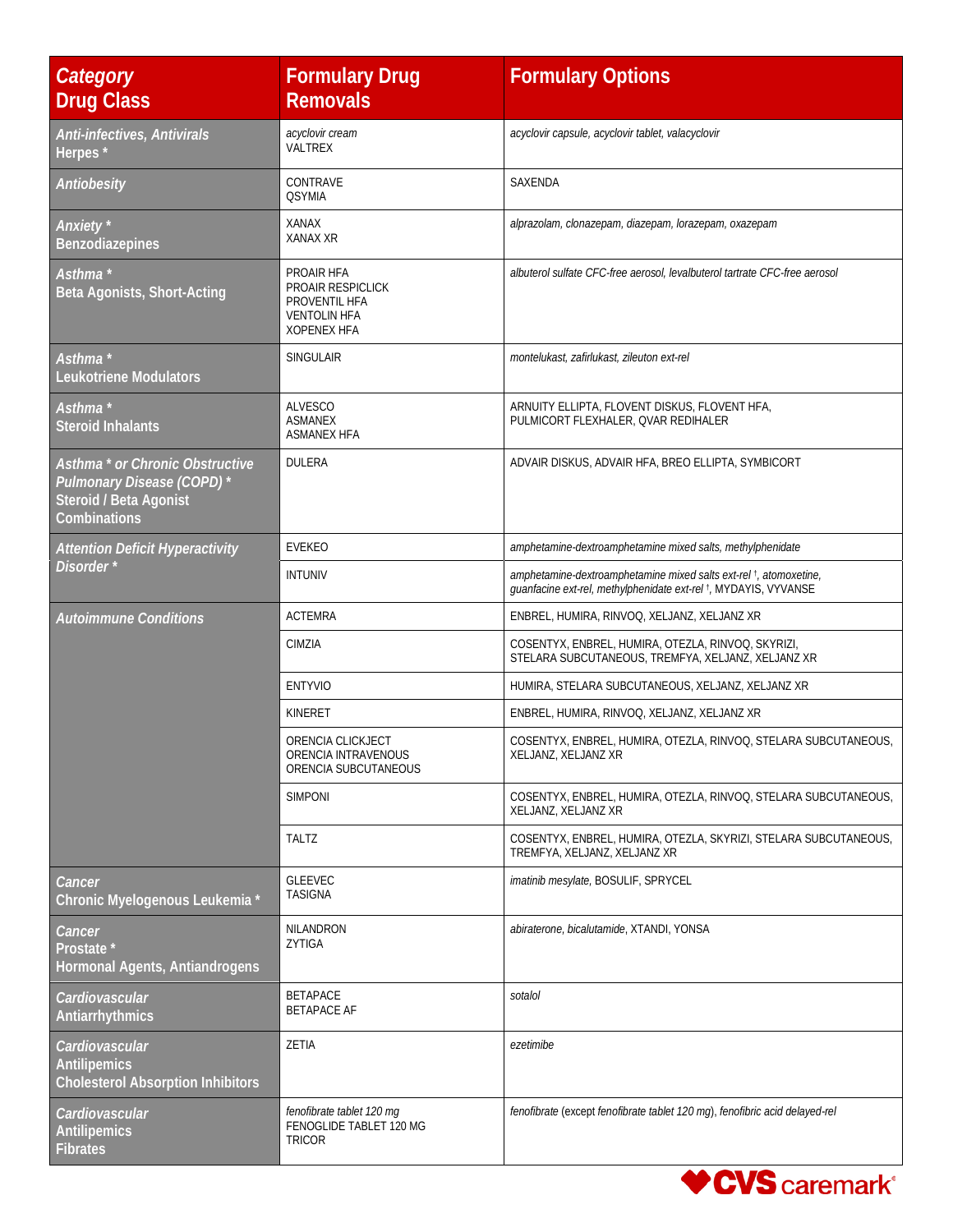| *Category* Drug Class | Formulary Drug Removals | Formulary Options |
| --- | --- | --- |
| *Anti-infectives, Antivirals* Herpes * | *acyclovir cream* VALTREX | *acyclovir capsule, acyclovir tablet, valacyclovir* |
| *Antiobesity* | CONTRAVE QSYMIA | SAXENDA |
| *Anxiety ** Benzodiazepines | XANAX XANAX XR | *alprazolam, clonazepam, diazepam, lorazepam, oxazepam* |
| *Asthma ** Beta Agonists, Short-Acting | PROAIR HFA PROAIR RESPICLICK PROVENTIL HFA VENTOLIN HFA XOPENEX HFA | *albuterol sulfate CFC-free aerosol, levalbuterol tartrate CFC-free aerosol* |
| *Asthma ** Leukotriene Modulators | SINGULAIR | *montelukast, zafirlukast, zileuton ext-rel* |
| *Asthma ** Steroid Inhalants | ALVESCO ASMANEX ASMANEX HFA | ARNUITY ELLIPTA, FLOVENT DISKUS, FLOVENT HFA, PULMICORT FLEXHALER, QVAR REDIHALER |
| *Asthma * or Chronic Obstructive Pulmonary Disease (COPD) ** Steroid / Beta Agonist Combinations | DULERA | ADVAIR DISKUS, ADVAIR HFA, BREO ELLIPTA, SYMBICORT |
| *Attention Deficit Hyperactivity Disorder ** | EVEKEO | *amphetamine-dextroamphetamine mixed salts, methylphenidate* |
| | INTUNIV | *amphetamine-dextroamphetamine mixed salts ext-rel* †, *atomoxetine, guanfacine ext-rel, methylphenidate ext-rel* †, MYDAYIS, VYVANSE |
| *Autoimmune Conditions* | ACTEMRA | ENBREL, HUMIRA, RINVOQ, XELJANZ, XELJANZ XR |
| | CIMZIA | COSENTYX, ENBREL, HUMIRA, OTEZLA, RINVOQ, SKYRIZI, STELARA SUBCUTANEOUS, TREMFYA, XELJANZ, XELJANZ XR |
| | ENTYVIO | HUMIRA, STELARA SUBCUTANEOUS, XELJANZ, XELJANZ XR |
| | KINERET | ENBREL, HUMIRA, RINVOQ, XELJANZ, XELJANZ XR |
| | ORENCIA CLICKJECT ORENCIA INTRAVENOUS ORENCIA SUBCUTANEOUS | COSENTYX, ENBREL, HUMIRA, OTEZLA, RINVOQ, STELARA SUBCUTANEOUS, XELJANZ, XELJANZ XR |
| | SIMPONI | COSENTYX, ENBREL, HUMIRA, OTEZLA, RINVOQ, STELARA SUBCUTANEOUS, XELJANZ, XELJANZ XR |
| | TALTZ | COSENTYX, ENBREL, HUMIRA, OTEZLA, SKYRIZI, STELARA SUBCUTANEOUS, TREMFYA, XELJANZ, XELJANZ XR |
| *Cancer* Chronic Myelogenous Leukemia * | GLEEVEC TASIGNA | *imatinib mesylate*, BOSULIF, SPRYCEL |
| *Cancer* Prostate * Hormonal Agents, Antiandrogens | NILANDRON ZYTIGA | *abiraterone, bicalutamide*, XTANDI, YONSA |
| *Cardiovascular* Antiarrhythmics | BETAPACE BETAPACE AF | *sotalol* |
| *Cardiovascular* Antilipemics Cholesterol Absorption Inhibitors | ZETIA | *ezetimibe* |
| *Cardiovascular* Antilipemics Fibrates | *fenofibrate tablet 120 mg* FENOGLIDE TABLET 120 MG TRICOR | *fenofibrate* (except *fenofibrate tablet 120 mg*), *fenofibric acid delayed-rel* |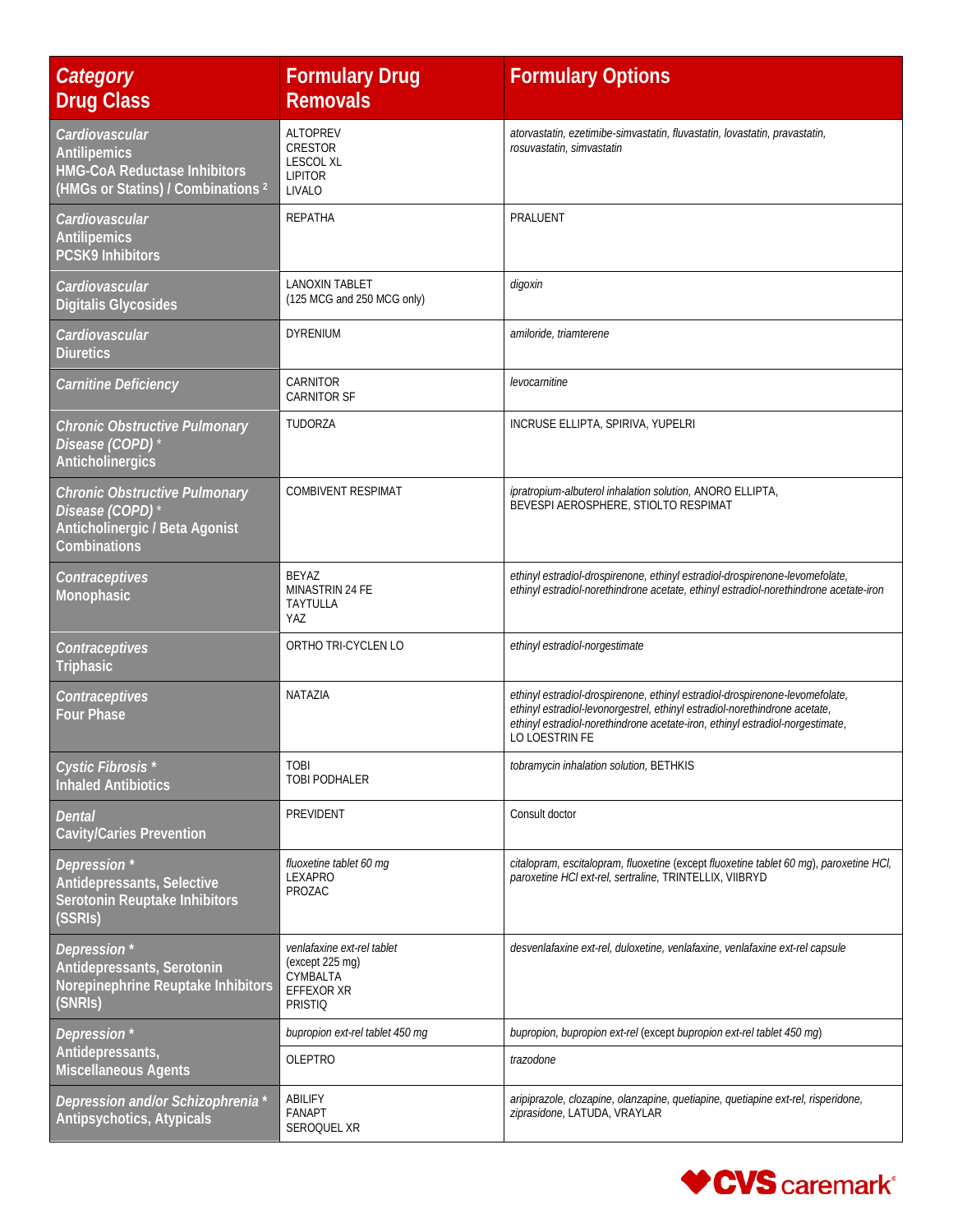| *Category* Drug Class | Formulary Drug Removals | Formulary Options |
|---|---|---|
| *Cardiovascular* Antilipemics HMG-CoA Reductase Inhibitors (HMGs or Statins) / Combinations [2] | ALTOPREV CRESTOR LESCOL XL LIPITOR LIVALO | *atorvastatin, ezetimibe-simvastatin, fluvastatin, lovastatin, pravastatin, rosuvastatin, simvastatin* |
| *Cardiovascular* Antilipemics PCSK9 Inhibitors | REPATHA | PRALUENT |
| *Cardiovascular* Digitalis Glycosides | LANOXIN TABLET (125 MCG and 250 MCG only) | *digoxin* |
| *Cardiovascular* Diuretics | DYRENIUM | *amiloride, triamterene* |
| *Carnitine Deficiency* | CARNITOR CARNITOR SF | *levocarnitine* |
| *Chronic Obstructive Pulmonary Disease (COPD)* * Anticholinergics | TUDORZA | INCRUSE ELLIPTA, SPIRIVA, YUPELRI |
| *Chronic Obstructive Pulmonary Disease (COPD)* * Anticholinergic / Beta Agonist Combinations | COMBIVENT RESPIMAT | *ipratropium-albuterol inhalation solution,* ANORO ELLIPTA, BEVESPI AEROSPHERE, STIOLTO RESPIMAT |
| *Contraceptives* Monophasic | BEYAZ MINASTRIN 24 FE TAYTULLA YAZ | *ethinyl estradiol-drospirenone, ethinyl estradiol-drospirenone-levomefolate, ethinyl estradiol-norethindrone acetate, ethinyl estradiol-norethindrone acetate-iron* |
| *Contraceptives* Triphasic | ORTHO TRI-CYCLEN LO | *ethinyl estradiol-norgestimate* |
| *Contraceptives* Four Phase | NATAZIA | *ethinyl estradiol-drospirenone, ethinyl estradiol-drospirenone-levomefolate, ethinyl estradiol-levonorgestrel, ethinyl estradiol-norethindrone acetate, ethinyl estradiol-norethindrone acetate-iron, ethinyl estradiol-norgestimate*, LO LOESTRIN FE |
| *Cystic Fibrosis* * Inhaled Antibiotics | TOBI TOBI PODHALER | *tobramycin inhalation solution,* BETHKIS |
| *Dental* Cavity/Caries Prevention | PREVIDENT | Consult doctor |
| *Depression* * Antidepressants, Selective Serotonin Reuptake Inhibitors (SSRIs) | *fluoxetine tablet 60 mg* LEXAPRO PROZAC | *citalopram, escitalopram, fluoxetine* (except *fluoxetine tablet 60 mg*), *paroxetine HCl, paroxetine HCl ext-rel, sertraline,* TRINTELLIX, VIIBRYD |
| *Depression* * Antidepressants, Serotonin Norepinephrine Reuptake Inhibitors (SNRIs) | *venlafaxine ext-rel tablet* (except 225 mg) CYMBALTA EFFEXOR XR PRISTIQ | *desvenlafaxine ext-rel, duloxetine, venlafaxine, venlafaxine ext-rel capsule* |
| *Depression* * Antidepressants, Miscellaneous Agents | *bupropion ext-rel tablet 450 mg* | *bupropion, bupropion ext-rel* (except *bupropion ext-rel tablet 450 mg*) |
| | OLEPTRO | *trazodone* |
| *Depression and/or Schizophrenia* * Antipsychotics, Atypicals | ABILIFY FANAPT SEROQUEL XR | *aripiprazole, clozapine, olanzapine, quetiapine, quetiapine ext-rel, risperidone, ziprasidone,* LATUDA, VRAYLAR |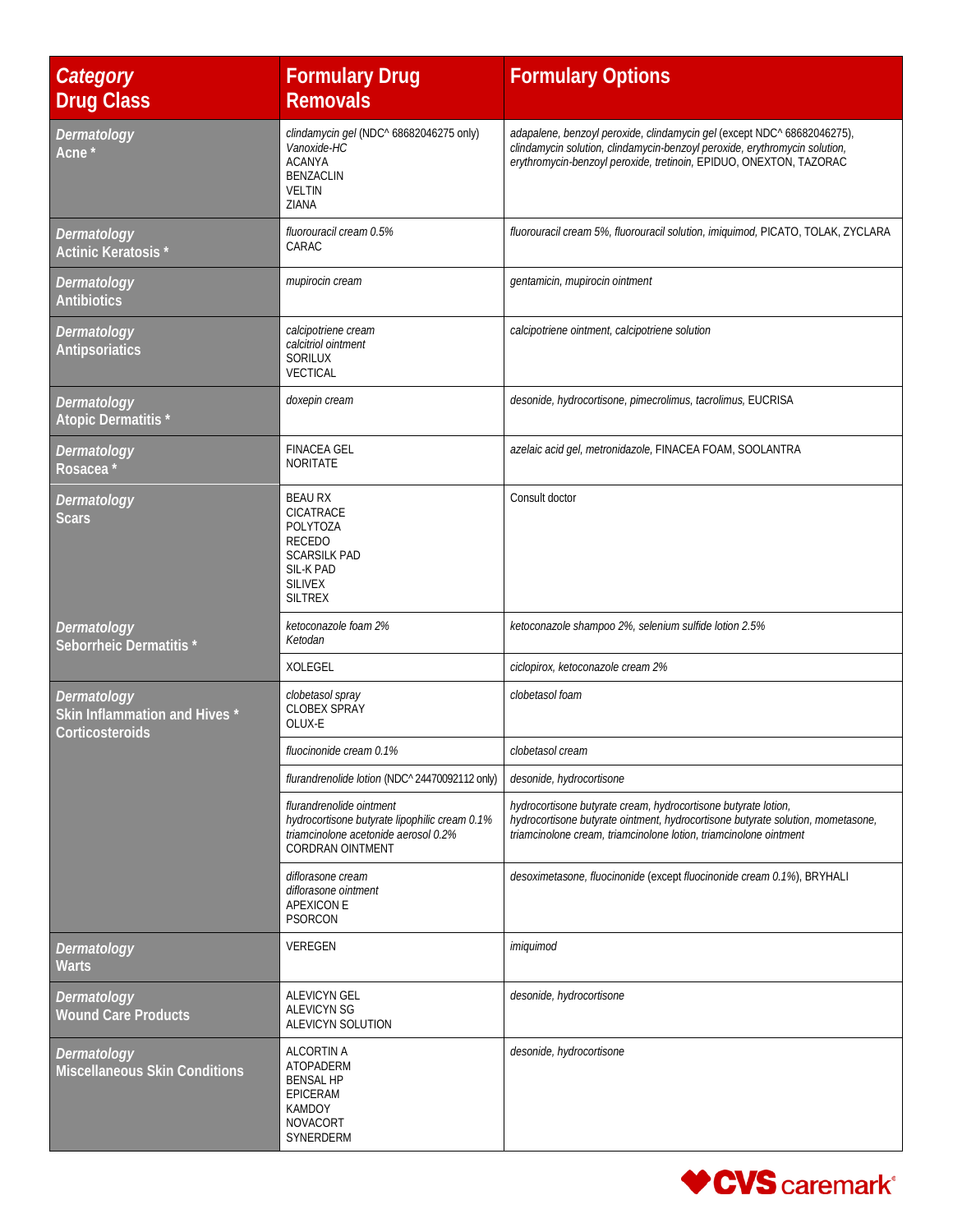| *Category* Drug Class | Formulary Drug Removals | Formulary Options |
|---|---|---|
| *Dermatology* Acne * | *clindamycin gel* (NDC^ 68682046275 only)<br>*Vanoxide-HC*<br>ACANYA<br>BENZACLIN<br>VELTIN<br>ZIANA | *adapalene, benzoyl peroxide, clindamycin gel* (except NDC^ 68682046275), *clindamycin solution, clindamycin-benzoyl peroxide, erythromycin solution, erythromycin-benzoyl peroxide, tretinoin,* EPIDUO, ONEXTON, TAZORAC |
| *Dermatology* Actinic Keratosis * | *fluorouracil cream 0.5%*<br>CARAC | *fluorouracil cream 5%, fluorouracil solution, imiquimod,* PICATO, TOLAK, ZYCLARA |
| *Dermatology* Antibiotics | *mupirocin cream* | *gentamicin, mupirocin ointment* |
| *Dermatology* Antipsoriatics | *calcipotriene cream*<br>*calcitriol ointment*<br>SORILUX<br>VECTICAL | *calcipotriene ointment, calcipotriene solution* |
| *Dermatology* Atopic Dermatitis * | *doxepin cream* | *desonide, hydrocortisone, pimecrolimus, tacrolimus,* EUCRISA |
| *Dermatology* Rosacea * | FINACEA GEL<br>NORITATE | *azelaic acid gel, metronidazole,* FINACEA FOAM, SOOLANTRA |
| *Dermatology* Scars | BEAU RX<br>CICATRACE<br>POLYTOZA<br>RECEDO<br>SCARSILK PAD<br>SIL-K PAD<br>SILIVEX<br>SILTREX | Consult doctor |
| *Dermatology* Seborrheic Dermatitis * | *ketoconazole foam 2%*<br>*Ketodan* | *ketoconazole shampoo 2%, selenium sulfide lotion 2.5%* |
| | XOLEGEL | *ciclopirox, ketoconazole cream 2%* |
| *Dermatology* Skin Inflammation and Hives * Corticosteroids | *clobetasol spray*<br>CLOBEX SPRAY<br>OLUX-E | *clobetasol foam* |
| | *fluocinonide cream 0.1%* | *clobetasol cream* |
| | *flurandrenolide lotion* (NDC^ 24470092112 only) | *desonide, hydrocortisone* |
| | *flurandrenolide ointment*<br>*hydrocortisone butyrate lipophilic cream 0.1%*<br>*triamcinolone acetonide aerosol 0.2%*<br>CORDRAN OINTMENT | *hydrocortisone butyrate cream, hydrocortisone butyrate lotion, hydrocortisone butyrate ointment, hydrocortisone butyrate solution, mometasone, triamcinolone cream, triamcinolone lotion, triamcinolone ointment* |
| | *diflorasone cream*<br>*diflorasone ointment*<br>APEXICON E<br>PSORCON | *desoximetasone, fluocinonide* (except *fluocinonide cream 0.1%*), BRYHALI |
| *Dermatology* Warts | VEREGEN | *imiquimod* |
| *Dermatology* Wound Care Products | ALEVICYN GEL<br>ALEVICYN SG<br>ALEVICYN SOLUTION | *desonide, hydrocortisone* |
| *Dermatology* Miscellaneous Skin Conditions | ALCORTIN A<br>ATOPADERM<br>BENSAL HP<br>EPICERAM<br>KAMDOY<br>NOVACORT<br>SYNERDERM | *desonide, hydrocortisone* |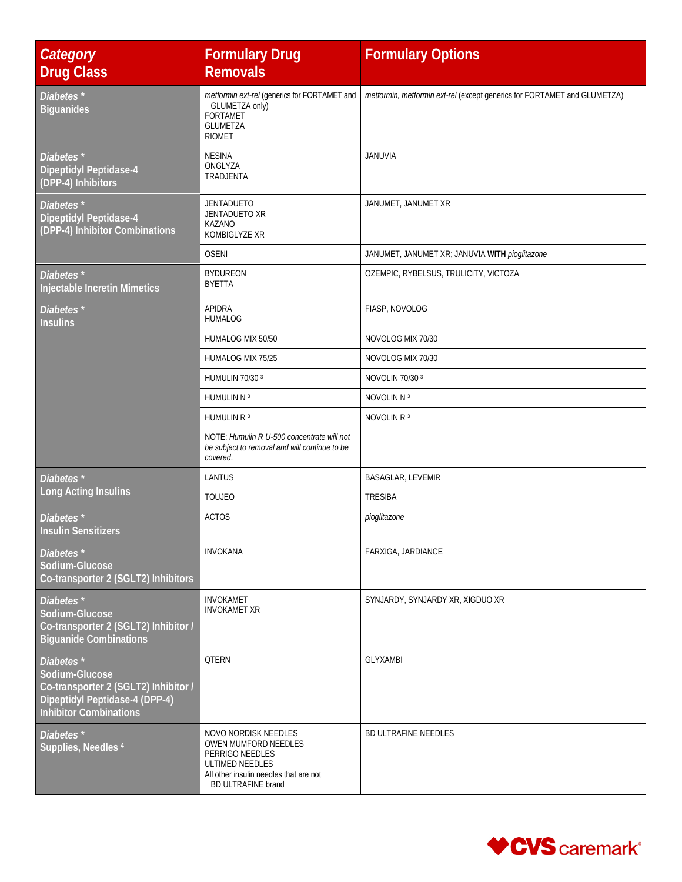| *Category* **Drug Class** | **Formulary Drug Removals** | **Formulary Options** |
|---|---|---|
| *Diabetes* * **Biguanides** | *metformin ext-rel* (generics for FORTAMET and GLUMETZA only)<br>FORTAMET<br>GLUMETZA<br>RIOMET | *metformin, metformin ext-rel* (except generics for FORTAMET and GLUMETZA) |
| *Diabetes* * **Dipeptidyl Peptidase-4 (DPP-4) Inhibitors** | NESINA<br>ONGLYZA<br>TRADJENTA | JANUVIA |
| *Diabetes* * **Dipeptidyl Peptidase-4 (DPP-4) Inhibitor Combinations** | JENTADUETO<br>JENTADUETO XR<br>KAZANO<br>KOMBIGLYZE XR | JANUMET, JANUMET XR |
| | OSENI | JANUMET, JANUMET XR; JANUVIA **WITH** *pioglitazone* |
| *Diabetes* * **Injectable Incretin Mimetics** | BYDUREON<br>BYETTA | OZEMPIC, RYBELSUS, TRULICITY, VICTOZA |
| *Diabetes* * **Insulins** | APIDRA<br>HUMALOG | FIASP, NOVOLOG |
| | HUMALOG MIX 50/50 | NOVOLOG MIX 70/30 |
| | HUMALOG MIX 75/25 | NOVOLOG MIX 70/30 |
| | HUMULIN 70/30 [3] | NOVOLIN 70/30 [3] |
| | HUMULIN N [3] | NOVOLIN N [3] |
| | HUMULIN R [3] | NOVOLIN R [3] |
| | NOTE: *Humulin R U-500 concentrate will not be subject to removal and will continue to be covered.* | |
| *Diabetes* * **Long Acting Insulins** | LANTUS | BASAGLAR, LEVEMIR |
| | TOUJEO | TRESIBA |
| *Diabetes* * **Insulin Sensitizers** | ACTOS | *pioglitazone* |
| *Diabetes* * **Sodium-Glucose Co-transporter 2 (SGLT2) Inhibitors** | INVOKANA | FARXIGA, JARDIANCE |
| *Diabetes* * **Sodium-Glucose Co-transporter 2 (SGLT2) Inhibitor / Biguanide Combinations** | INVOKAMET<br>INVOKAMET XR | SYNJARDY, SYNJARDY XR, XIGDUO XR |
| *Diabetes* * **Sodium-Glucose Co-transporter 2 (SGLT2) Inhibitor / Dipeptidyl Peptidase-4 (DPP-4) Inhibitor Combinations** | QTERN | GLYXAMBI |
| *Diabetes* * **Supplies, Needles** [4] | NOVO NORDISK NEEDLES<br>OWEN MUMFORD NEEDLES<br>PERRIGO NEEDLES<br>ULTIMED NEEDLES<br>All other insulin needles that are not BD ULTRAFINE brand | BD ULTRAFINE NEEDLES |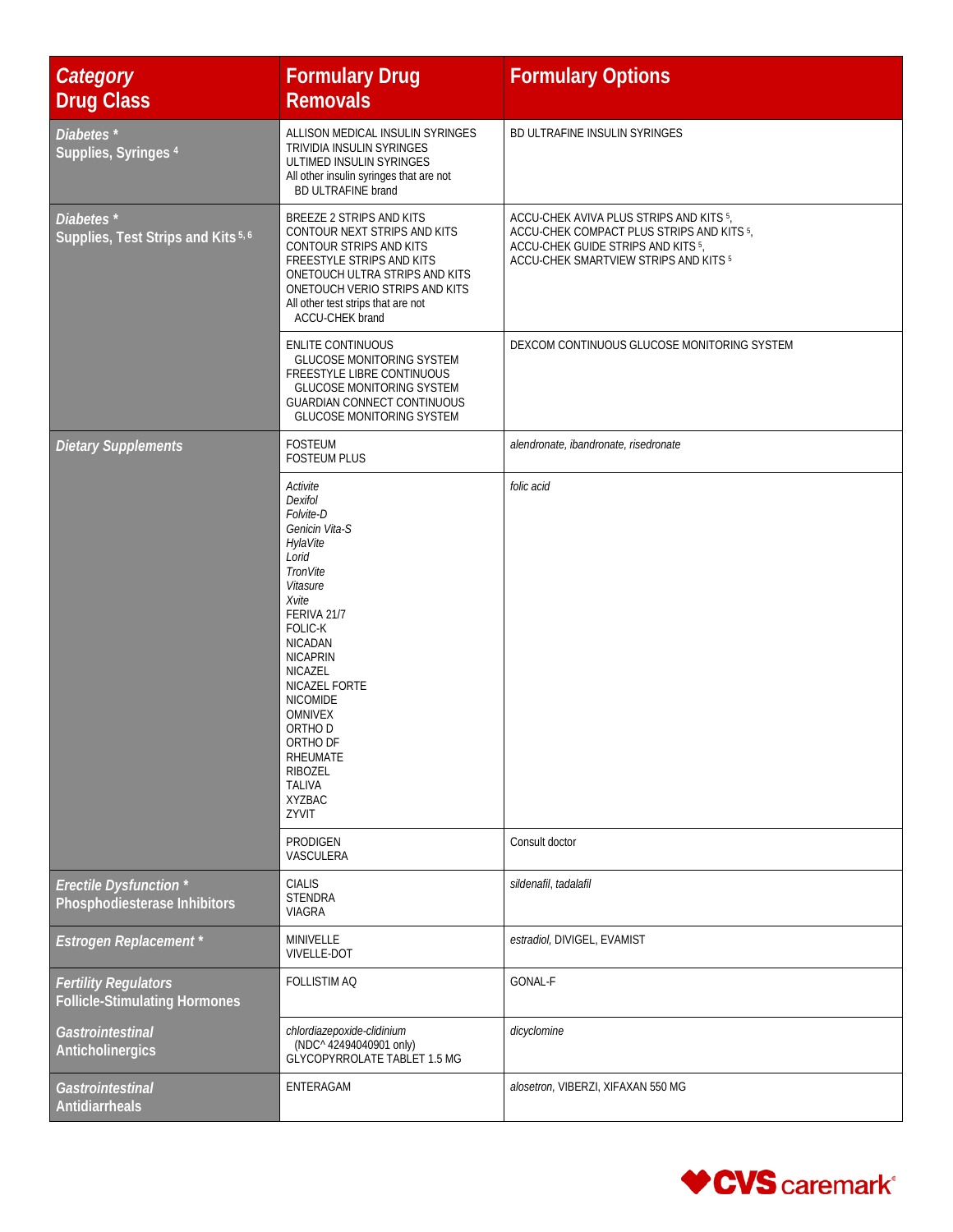| *Category* Drug Class | Formulary Drug Removals | Formulary Options |
|---|---|---|
| *Diabetes ** Supplies, Syringes [4] | ALLISON MEDICAL INSULIN SYRINGES<br>TRIVIDIA INSULIN SYRINGES<br>ULTIMED INSULIN SYRINGES<br>All other insulin syringes that are not BD ULTRAFINE brand | BD ULTRAFINE INSULIN SYRINGES |
| *Diabetes ** Supplies, Test Strips and Kits [5, 6] | BREEZE 2 STRIPS AND KITS<br>CONTOUR NEXT STRIPS AND KITS<br>CONTOUR STRIPS AND KITS<br>FREESTYLE STRIPS AND KITS<br>ONETOUCH ULTRA STRIPS AND KITS<br>ONETOUCH VERIO STRIPS AND KITS<br>All other test strips that are not ACCU-CHEK brand | ACCU-CHEK AVIVA PLUS STRIPS AND KITS [5],<br>ACCU-CHEK COMPACT PLUS STRIPS AND KITS [5],<br>ACCU-CHEK GUIDE STRIPS AND KITS [5],<br>ACCU-CHEK SMARTVIEW STRIPS AND KITS [5] |
| | ENLITE CONTINUOUS GLUCOSE MONITORING SYSTEM<br>FREESTYLE LIBRE CONTINUOUS GLUCOSE MONITORING SYSTEM<br>GUARDIAN CONNECT CONTINUOUS GLUCOSE MONITORING SYSTEM | DEXCOM CONTINUOUS GLUCOSE MONITORING SYSTEM |
| *Dietary Supplements* | FOSTEUM<br>FOSTEUM PLUS | *alendronate, ibandronate, risedronate* |
| | *Activite*<br>*Dexifol*<br>*Folvite-D*<br>*Genicin Vita-S*<br>*HylaVite*<br>*Lorid*<br>*TronVite*<br>*Vitasure*<br>*Xvite*<br>FERIVA 21/7<br>FOLIC-K<br>NICADAN<br>NICAPRIN<br>NICAZEL<br>NICAZEL FORTE<br>NICOMIDE<br>OMNIVEX<br>ORTHO D<br>ORTHO DF<br>RHEUMATE<br>RIBOZEL<br>TALIVA<br>XYZBAC<br>ZYVIT | *folic acid* |
| | PRODIGEN<br>VASCULERA | Consult doctor |
| *Erectile Dysfunction ** Phosphodiesterase Inhibitors | CIALIS<br>STENDRA<br>VIAGRA | *sildenafil, tadalafil* |
| *Estrogen Replacement ** | MINIVELLE<br>VIVELLE-DOT | *estradiol*, DIVIGEL, EVAMIST |
| *Fertility Regulators* Follicle-Stimulating Hormones | FOLLISTIM AQ | GONAL-F |
| *Gastrointestinal* Anticholinergics | *chlordiazepoxide-clidinium* (NDC^ 42494040901 only)<br>GLYCOPYRROLATE TABLET 1.5 MG | *dicyclomine* |
| *Gastrointestinal* Antidiarrheals | ENTERAGAM | *alosetron*, VIBERZI, XIFAXAN 550 MG |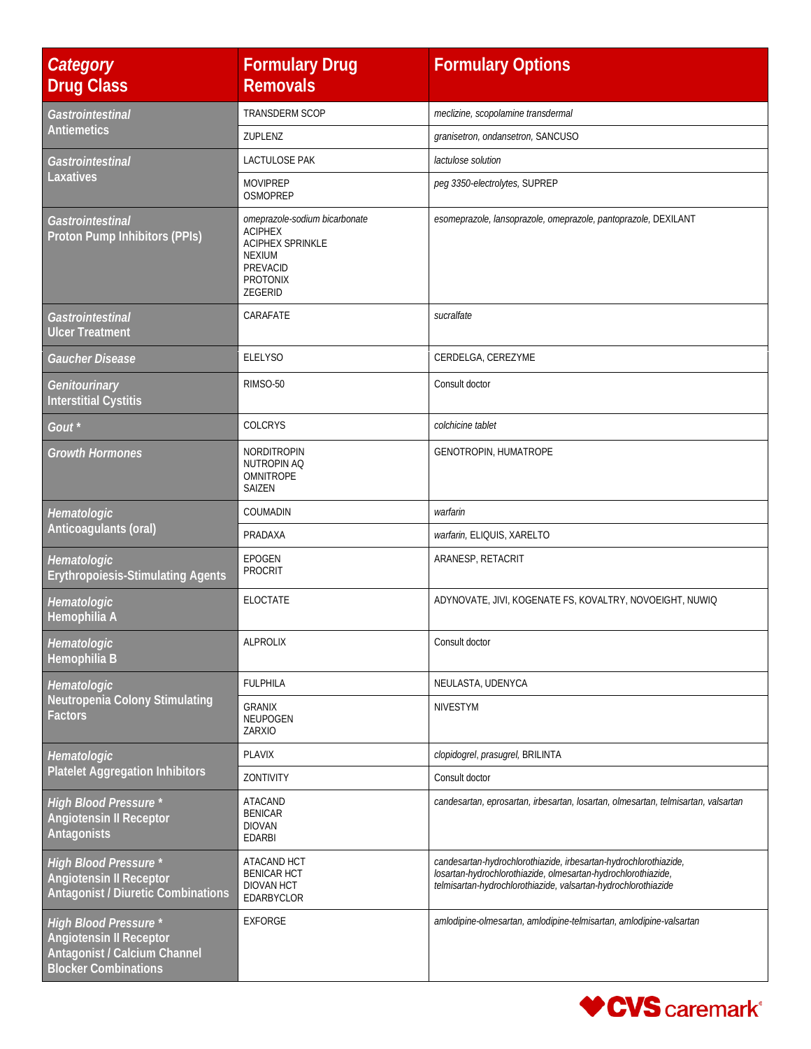| *Category* Drug Class | Formulary Drug Removals | Formulary Options |
|---|---|---|
| *Gastrointestinal* Antiemetics | TRANSDERM SCOP | *meclizine, scopolamine transdermal* |
| | ZUPLENZ | *granisetron, ondansetron,* SANCUSO |
| *Gastrointestinal* Laxatives | LACTULOSE PAK | *lactulose solution* |
| | MOVIPREP<br>OSMOPREP | *peg 3350-electrolytes,* SUPREP |
| *Gastrointestinal* Proton Pump Inhibitors (PPIs) | *omeprazole-sodium bicarbonate*<br>ACIPHEX<br>ACIPHEX SPRINKLE<br>NEXIUM<br>PREVACID<br>PROTONIX<br>ZEGERID | *esomeprazole, lansoprazole, omeprazole, pantoprazole,* DEXILANT |
| *Gastrointestinal* Ulcer Treatment | CARAFATE | *sucralfate* |
| *Gaucher Disease* | ELELYSO | CERDELGA, CEREZYME |
| *Genitourinary* Interstitial Cystitis | RIMSO-50 | Consult doctor |
| *Gout* * | COLCRYS | *colchicine tablet* |
| *Growth Hormones* | NORDITROPIN<br>NUTROPIN AQ<br>OMNITROPE<br>SAIZEN | GENOTROPIN, HUMATROPE |
| *Hematologic* Anticoagulants (oral) | COUMADIN | *warfarin* |
| | PRADAXA | *warfarin,* ELIQUIS, XARELTO |
| *Hematologic* Erythropoiesis-Stimulating Agents | EPOGEN<br>PROCRIT | ARANESP, RETACRIT |
| *Hematologic* Hemophilia A | ELOCTATE | ADYNOVATE, JIVI, KOGENATE FS, KOVALTRY, NOVOEIGHT, NUWIQ |
| *Hematologic* Hemophilia B | ALPROLIX | Consult doctor |
| *Hematologic* Neutropenia Colony Stimulating Factors | FULPHILA | NEULASTA, UDENYCA |
| | GRANIX<br>NEUPOGEN<br>ZARXIO | NIVESTYM |
| *Hematologic* Platelet Aggregation Inhibitors | PLAVIX | *clopidogrel, prasugrel,* BRILINTA |
| | ZONTIVITY | Consult doctor |
| *High Blood Pressure* * Angiotensin II Receptor Antagonists | ATACAND<br>BENICAR<br>DIOVAN<br>EDARBI | *candesartan, eprosartan, irbesartan, losartan, olmesartan, telmisartan, valsartan* |
| *High Blood Pressure* * Angiotensin II Receptor Antagonist / Diuretic Combinations | ATACAND HCT<br>BENICAR HCT<br>DIOVAN HCT<br>EDARBYCLOR | *candesartan-hydrochlorothiazide, irbesartan-hydrochlorothiazide, losartan-hydrochlorothiazide, olmesartan-hydrochlorothiazide, telmisartan-hydrochlorothiazide, valsartan-hydrochlorothiazide* |
| *High Blood Pressure* * Angiotensin II Receptor Antagonist / Calcium Channel Blocker Combinations | EXFORGE | *amlodipine-olmesartan, amlodipine-telmisartan, amlodipine-valsartan* |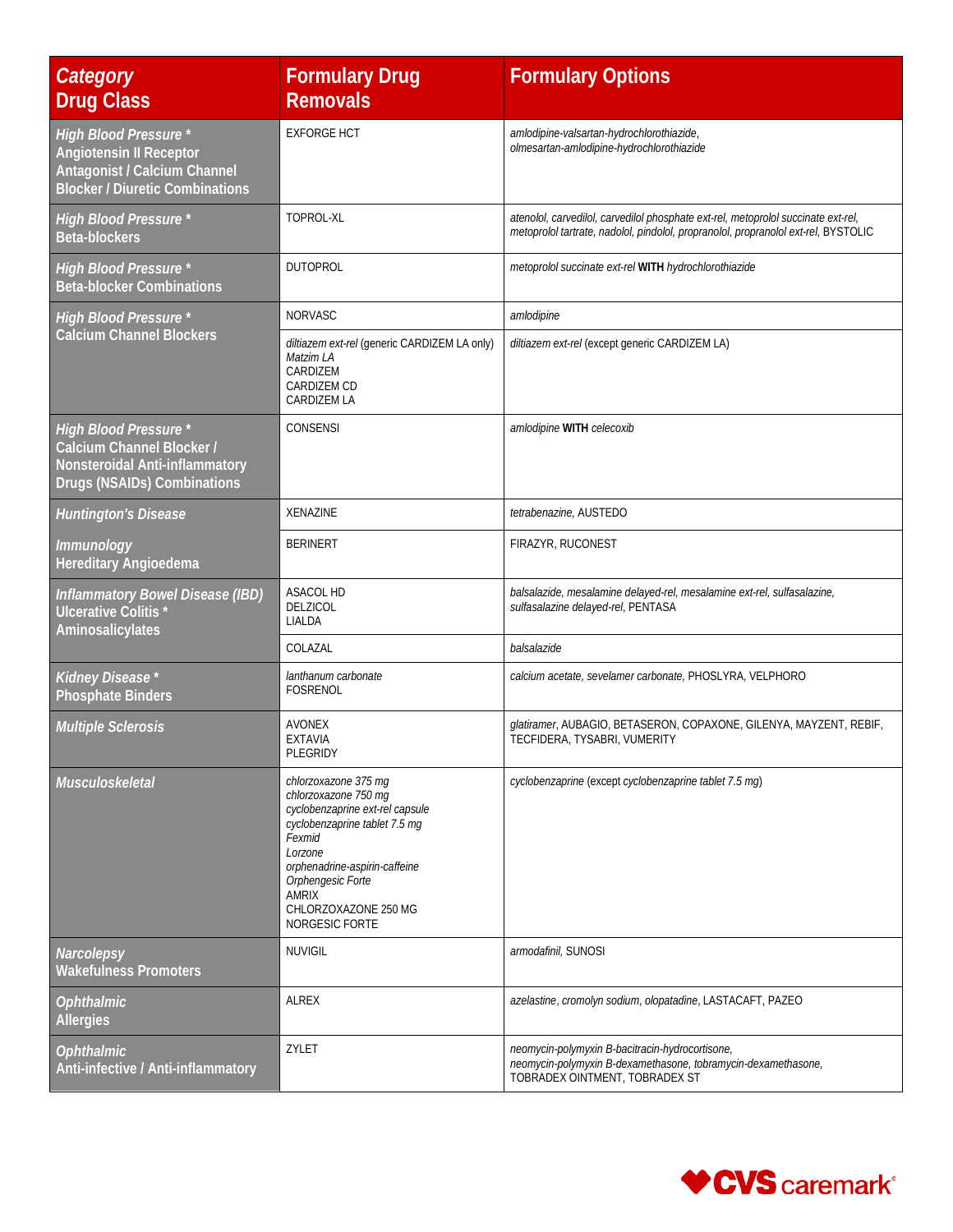| *Category* **Drug Class** | Formulary Drug Removals | Formulary Options |
|---|---|---|
| *High Blood Pressure* * **Angiotensin II Receptor Antagonist / Calcium Channel Blocker / Diuretic Combinations** | EXFORGE HCT | *amlodipine-valsartan-hydrochlorothiazide, olmesartan-amlodipine-hydrochlorothiazide* |
| *High Blood Pressure* * **Beta-blockers** | TOPROL-XL | *atenolol, carvedilol, carvedilol phosphate ext-rel, metoprolol succinate ext-rel, metoprolol tartrate, nadolol, pindolol, propranolol, propranolol ext-rel,* BYSTOLIC |
| *High Blood Pressure* * **Beta-blocker Combinations** | DUTOPROL | *metoprolol succinate ext-rel* **WITH** *hydrochlorothiazide* |
| *High Blood Pressure* * **Calcium Channel Blockers** | NORVASC | *amlodipine* |
| | *diltiazem ext-rel* (generic CARDIZEM LA only) *Matzim LA* CARDIZEM CARDIZEM CD CARDIZEM LA | *diltiazem ext-rel* (except generic CARDIZEM LA) |
| *High Blood Pressure* * **Calcium Channel Blocker / Nonsteroidal Anti-inflammatory Drugs (NSAIDs) Combinations** | CONSENSI | *amlodipine* **WITH** *celecoxib* |
| *Huntington's Disease* | XENAZINE | *tetrabenazine,* AUSTEDO |
| *Immunology* **Hereditary Angioedema** | BERINERT | FIRAZYR, RUCONEST |
| *Inflammatory Bowel Disease (IBD)* **Ulcerative Colitis * Aminosalicylates** | ASACOL HD DELZICOL LIALDA | *balsalazide, mesalamine delayed-rel, mesalamine ext-rel, sulfasalazine, sulfasalazine delayed-rel,* PENTASA |
| | COLAZAL | *balsalazide* |
| *Kidney Disease* * **Phosphate Binders** | *lanthanum carbonate* FOSRENOL | *calcium acetate, sevelamer carbonate,* PHOSLYRA, VELPHORO |
| *Multiple Sclerosis* | AVONEX EXTAVIA PLEGRIDY | *glatiramer,* AUBAGIO, BETASERON, COPAXONE, GILENYA, MAYZENT, REBIF, TECFIDERA, TYSABRI, VUMERITY |
| *Musculoskeletal* | *chlorzoxazone 375 mg* *chlorzoxazone 750 mg* *cyclobenzaprine ext-rel capsule* *cyclobenzaprine tablet 7.5 mg* *Fexmid* *Lorzone* *orphenadrine-aspirin-caffeine* *Orphengesic Forte* AMRIX CHLORZOXAZONE 250 MG NORGESIC FORTE | *cyclobenzaprine* (except *cyclobenzaprine tablet 7.5 mg*) |
| *Narcolepsy* **Wakefulness Promoters** | NUVIGIL | *armodafinil,* SUNOSI |
| *Ophthalmic* **Allergies** | ALREX | *azelastine, cromolyn sodium, olopatadine,* LASTACAFT, PAZEO |
| *Ophthalmic* **Anti-infective / Anti-inflammatory** | ZYLET | *neomycin-polymyxin B-bacitracin-hydrocortisone, neomycin-polymyxin B-dexamethasone, tobramycin-dexamethasone,* TOBRADEX OINTMENT, TOBRADEX ST |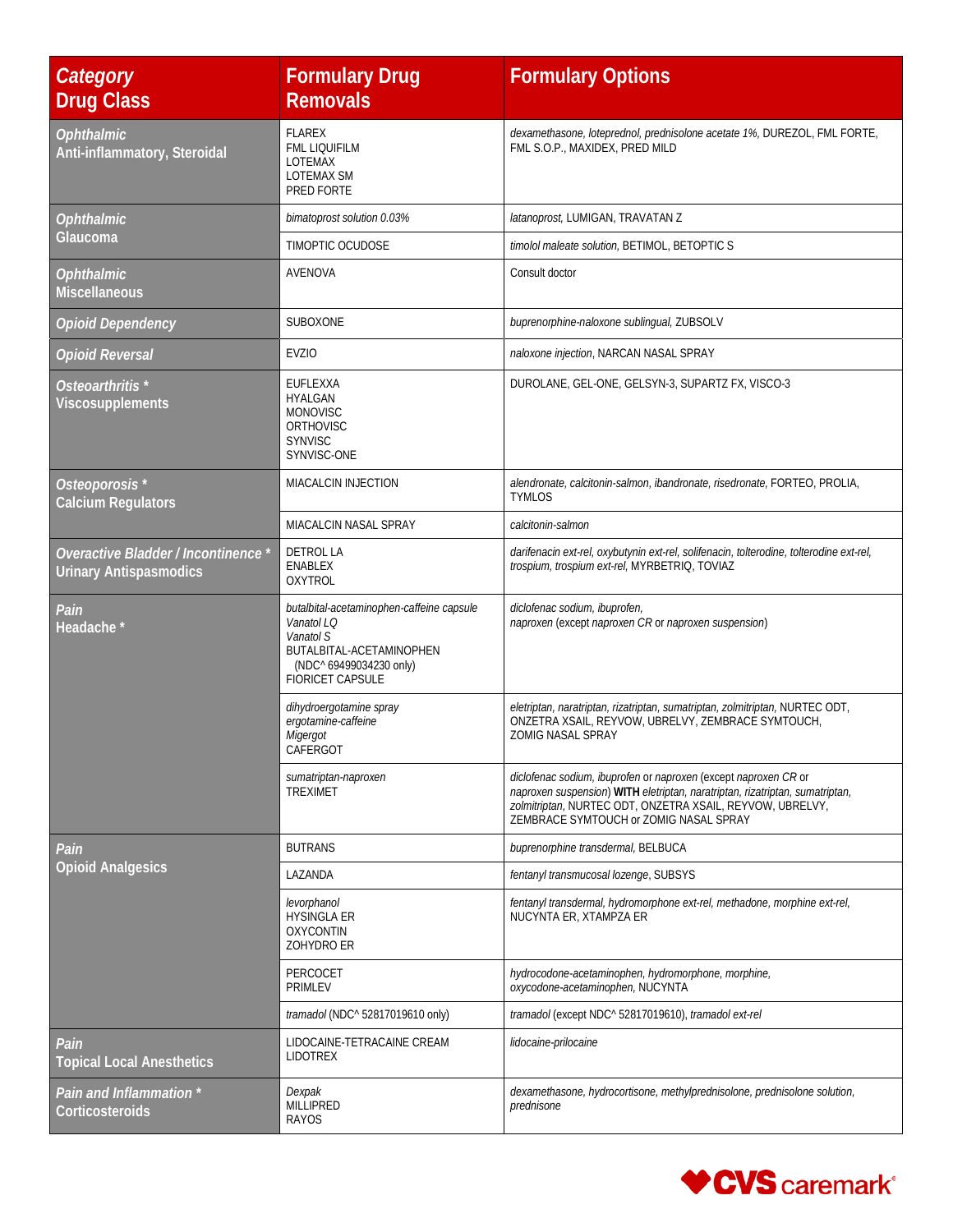| *Category* Drug Class | Formulary Drug Removals | Formulary Options |
|---|---|---|
| *Ophthalmic* Anti-inflammatory, Steroidal | FLAREX<br>FML LIQUIFILM<br>LOTEMAX<br>LOTEMAX SM<br>PRED FORTE | *dexamethasone, loteprednol, prednisolone acetate 1%,* DUREZOL, FML FORTE, FML S.O.P., MAXIDEX, PRED MILD |
| *Ophthalmic* Glaucoma | *bimatoprost solution 0.03%* | *latanoprost,* LUMIGAN, TRAVATAN Z |
| | TIMOPTIC OCUDOSE | *timolol maleate solution,* BETIMOL, BETOPTIC S |
| *Ophthalmic* Miscellaneous | AVENOVA | Consult doctor |
| *Opioid Dependency* | SUBOXONE | *buprenorphine-naloxone sublingual,* ZUBSOLV |
| *Opioid Reversal* | EVZIO | *naloxone injection,* NARCAN NASAL SPRAY |
| *Osteoarthritis ** Viscosupplements | EUFLEXXA<br>HYALGAN<br>MONOVISC<br>ORTHOVISC<br>SYNVISC<br>SYNVISC-ONE | DUROLANE, GEL-ONE, GELSYN-3, SUPARTZ FX, VISCO-3 |
| *Osteoporosis ** Calcium Regulators | MIACALCIN INJECTION | *alendronate, calcitonin-salmon, ibandronate, risedronate,* FORTEO, PROLIA, TYMLOS |
| | MIACALCIN NASAL SPRAY | *calcitonin-salmon* |
| *Overactive Bladder / Incontinence ** Urinary Antispasmodics | DETROL LA<br>ENABLEX<br>OXYTROL | *darifenacin ext-rel, oxybutynin ext-rel, solifenacin, tolterodine, tolterodine ext-rel, trospium, trospium ext-rel,* MYRBETRIQ, TOVIAZ |
| *Pain* Headache * | *butalbital-acetaminophen-caffeine capsule*<br>*Vanatol LQ*<br>*Vanatol S*<br>BUTALBITAL-ACETAMINOPHEN (NDC^ 69499034230 only)<br>FIORICET CAPSULE | *diclofenac sodium, ibuprofen,*<br>*naproxen* (except *naproxen CR* or *naproxen suspension*) |
| | *dihydroergotamine spray*<br>*ergotamine-caffeine*<br>*Migergot*<br>CAFERGOT | *eletriptan, naratriptan, rizatriptan, sumatriptan, zolmitriptan,* NURTEC ODT, ONZETRA XSAIL, REYVOW, UBRELVY, ZEMBRACE SYMTOUCH, ZOMIG NASAL SPRAY |
| | *sumatriptan-naproxen*<br>TREXIMET | *diclofenac sodium, ibuprofen* or *naproxen* (except *naproxen CR* or *naproxen suspension*) **WITH** *eletriptan, naratriptan, rizatriptan, sumatriptan, zolmitriptan,* NURTEC ODT, ONZETRA XSAIL, REYVOW, UBRELVY, ZEMBRACE SYMTOUCH or ZOMIG NASAL SPRAY |
| *Pain* Opioid Analgesics | BUTRANS | *buprenorphine transdermal,* BELBUCA |
| | LAZANDA | *fentanyl transmucosal lozenge,* SUBSYS |
| | *levorphanol*<br>HYSINGLA ER<br>OXYCONTIN<br>ZOHYDRO ER | *fentanyl transdermal, hydromorphone ext-rel, methadone, morphine ext-rel,* NUCYNTA ER, XTAMPZA ER |
| | PERCOCET<br>PRIMLEV | *hydrocodone-acetaminophen, hydromorphone, morphine, oxycodone-acetaminophen,* NUCYNTA |
| | *tramadol* (NDC^ 52817019610 only) | *tramadol* (except NDC^ 52817019610), *tramadol ext-rel* |
| *Pain* Topical Local Anesthetics | LIDOCAINE-TETRACAINE CREAM<br>LIDOTREX | *lidocaine-prilocaine* |
| *Pain and Inflammation ** Corticosteroids | *Dexpak*<br>MILLIPRED<br>RAYOS | *dexamethasone, hydrocortisone, methylprednisolone, prednisolone solution, prednisone* |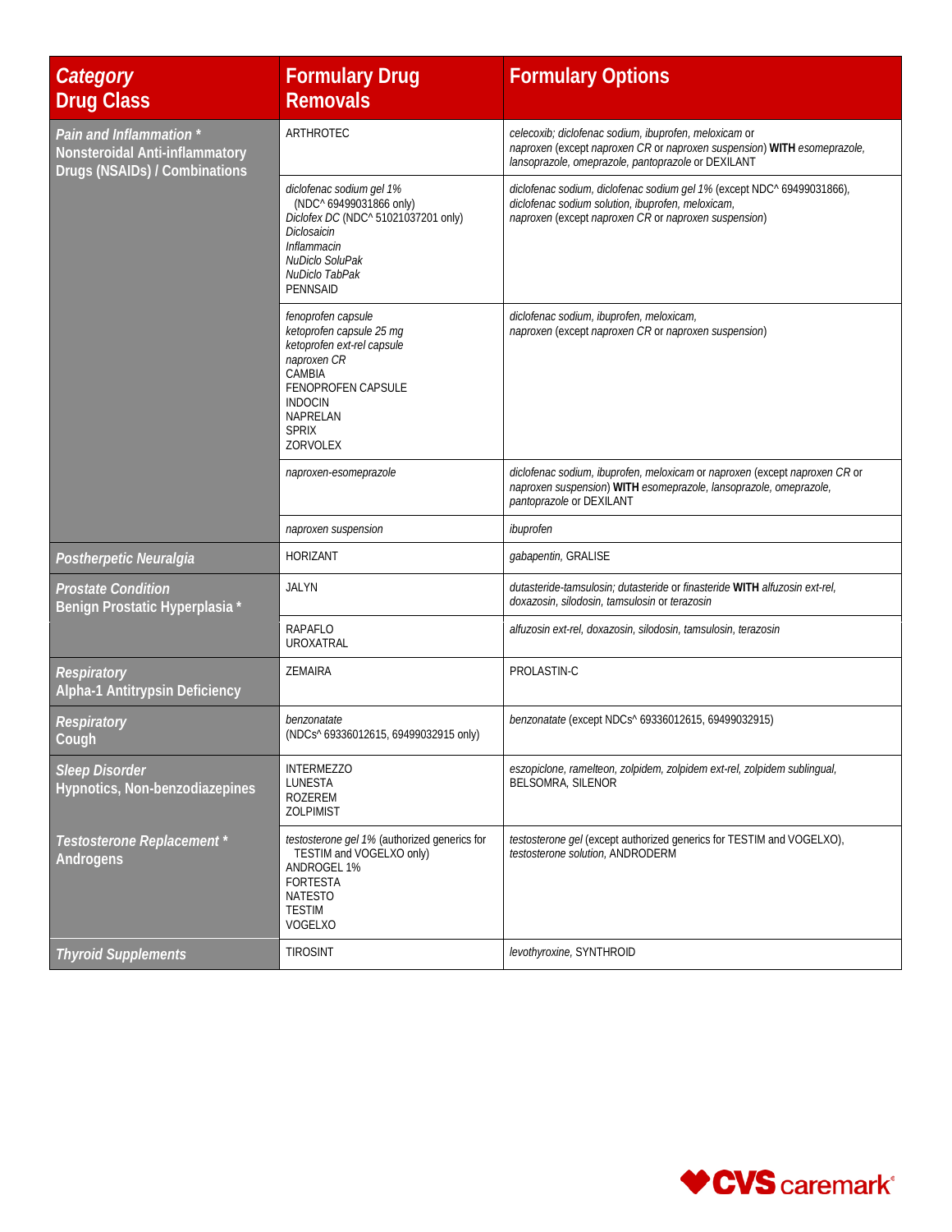| *Category*<br>Drug Class | Formulary Drug Removals | Formulary Options |
|---|---|---|
| *Pain and Inflammation* *<br>Nonsteroidal Anti-inflammatory Drugs (NSAIDs) / Combinations | ARTHROTEC | *celecoxib; diclofenac sodium, ibuprofen, meloxicam* or *naproxen* (except *naproxen CR* or *naproxen suspension*) **WITH** *esomeprazole, lansoprazole, omeprazole, pantoprazole* or DEXILANT |
| | *diclofenac sodium gel 1%* (NDC^ 69499031866 only)<br>*Diclofex DC* (NDC^ 51021037201 only)<br>*Diclosaicin*<br>*Inflammacin*<br>*NuDiclo SoluPak*<br>*NuDiclo TabPak*<br>PENNSAID | *diclofenac sodium, diclofenac sodium gel 1%* (except NDC^ 69499031866), *diclofenac sodium solution, ibuprofen, meloxicam, naproxen* (except *naproxen CR* or *naproxen suspension*) |
| | *fenoprofen capsule*<br>*ketoprofen capsule 25 mg*<br>*ketoprofen ext-rel capsule*<br>*naproxen CR*<br>CAMBIA<br>FENOPROFEN CAPSULE<br>INDOCIN<br>NAPRELAN<br>SPRIX<br>ZORVOLEX | *diclofenac sodium, ibuprofen, meloxicam, naproxen* (except *naproxen CR* or *naproxen suspension*) |
| | *naproxen-esomeprazole* | *diclofenac sodium, ibuprofen, meloxicam* or *naproxen* (except *naproxen CR* or *naproxen suspension*) **WITH** *esomeprazole, lansoprazole, omeprazole, pantoprazole* or DEXILANT |
| | *naproxen suspension* | *ibuprofen* |
| *Postherpetic Neuralgia* | HORIZANT | *gabapentin*, GRALISE |
| *Prostate Condition*<br>Benign Prostatic Hyperplasia * | JALYN | *dutasteride-tamsulosin; dutasteride* or *finasteride* **WITH** *alfuzosin ext-rel, doxazosin, silodosin, tamsulosin* or *terazosin* |
| | RAPAFLO<br>UROXATRAL | *alfuzosin ext-rel, doxazosin, silodosin, tamsulosin, terazosin* |
| *Respiratory*<br>Alpha-1 Antitrypsin Deficiency | ZEMAIRA | PROLASTIN-C |
| *Respiratory*<br>Cough | *benzonatate* (NDCs^ 69336012615, 69499032915 only) | *benzonatate* (except NDCs^ 69336012615, 69499032915) |
| *Sleep Disorder*<br>Hypnotics, Non-benzodiazepines | INTERMEZZO<br>LUNESTA<br>ROZEREM<br>ZOLPIMIST | *eszopiclone, ramelteon, zolpidem, zolpidem ext-rel, zolpidem sublingual*, BELSOMRA, SILENOR |
| *Testosterone Replacement* *<br>Androgens | *testosterone gel 1%* (authorized generics for TESTIM and VOGELXO only)<br>ANDROGEL 1%<br>FORTESTA<br>NATESTO<br>TESTIM<br>VOGELXO | *testosterone gel* (except authorized generics for TESTIM and VOGELXO), *testosterone solution*, ANDRODERM |
| *Thyroid Supplements* | TIROSINT | *levothyroxine*, SYNTHROID |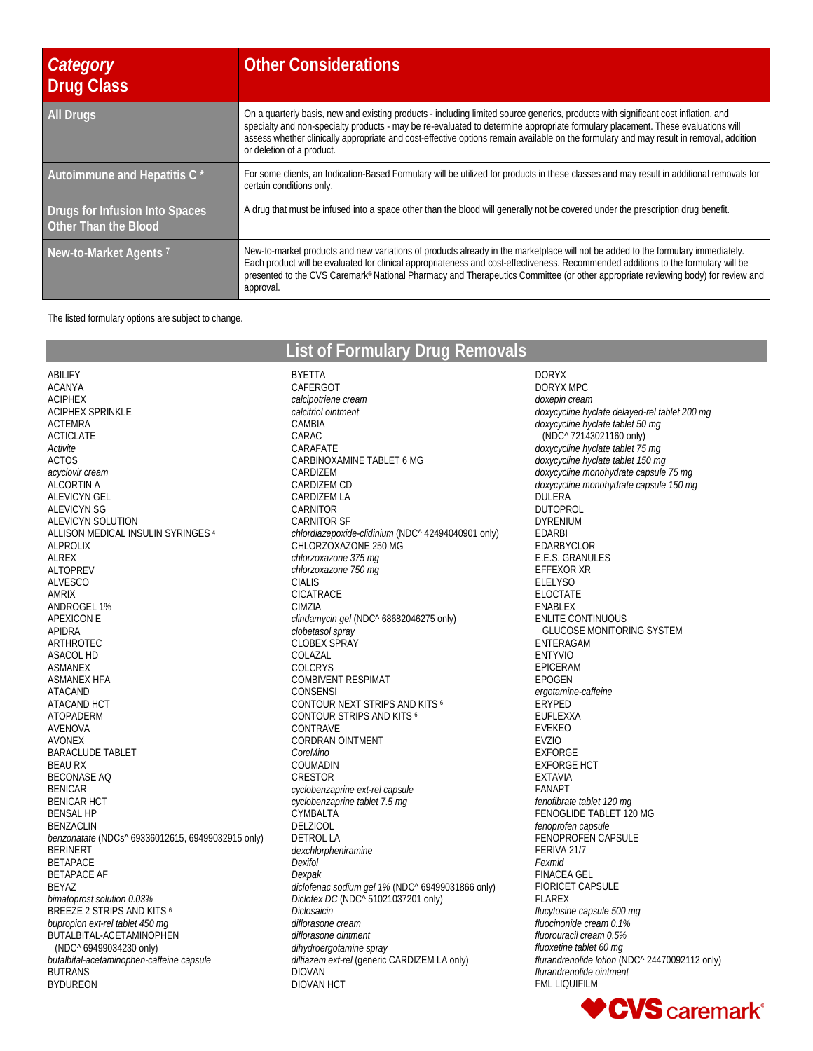| *Category* Drug Class | Other Considerations |
|---|---|
| All Drugs | On a quarterly basis, new and existing products - including limited source generics, products with significant cost inflation, and specialty and non-specialty products - may be re-evaluated to determine appropriate formulary placement. These evaluations will assess whether clinically appropriate and cost-effective options remain available on the formulary and may result in removal, addition or deletion of a product. |
| Autoimmune and Hepatitis C * | For some clients, an Indication-Based Formulary will be utilized for products in these classes and may result in additional removals for certain conditions only. |
| Drugs for Infusion Into Spaces Other Than the Blood | A drug that must be infused into a space other than the blood will generally not be covered under the prescription drug benefit. |
| New-to-Market Agents [7] | New-to-market products and new variations of products already in the marketplace will not be added to the formulary immediately. Each product will be evaluated for clinical appropriateness and cost-effectiveness. Recommended additions to the formulary will be presented to the CVS Caremark® National Pharmacy and Therapeutics Committee (or other appropriate reviewing body) for review and approval. |

The listed formulary options are subject to change.

## List of Formulary Drug Removals

ABILIFY
ACANYA
ACIPHEX
ACIPHEX SPRINKLE
ACTEMRA
ACTICLATE
*Activite*
ACTOS
*acyclovir cream*
ALCORTIN A
ALEVICYN GEL
ALEVICYN SG
ALEVICYN SOLUTION
ALLISON MEDICAL INSULIN SYRINGES [4]
ALPROLIX
ALREX
ALTOPREV
ALVESCO
AMRIX
ANDROGEL 1%
APEXICON E
APIDRA
ARTHROTEC
ASACOL HD
ASMANEX
ASMANEX HFA
ATACAND
ATACAND HCT
ATOPADERM
AVENOVA
AVONEX
BARACLUDE TABLET
BEAU RX
BECONASE AQ
BENICAR
BENICAR HCT
BENSAL HP
BENZACLIN
*benzonatate* (NDCs^ 69336012615, 69499032915 only)
BERINERT
BETAPACE
BETAPACE AF
BEYAZ
*bimatoprost solution 0.03%*
BREEZE 2 STRIPS AND KITS [6]
*bupropion ext-rel tablet 450 mg*
BUTALBITAL-ACETAMINOPHEN (NDC^ 69499034230 only)
*butalbital-acetaminophen-caffeine capsule*
BUTRANS
BYDUREON
BYETTA
CAFERGOT
*calcipotriene cream*
*calcitriol ointment*
CAMBIA
CARAC
CARAFATE
CARBINOXAMINE TABLET 6 MG
CARDIZEM
CARDIZEM CD
CARDIZEM LA
CARNITOR
CARNITOR SF
*chlordiazepoxide-clidinium* (NDC^ 42494040901 only)
CHLORZOXAZONE 250 MG
*chlorzoxazone 375 mg*
*chlorzoxazone 750 mg*
CIALIS
CICATRACE
CIMZIA
*clindamycin gel* (NDC^ 68682046275 only)
*clobetasol spray*
CLOBEX SPRAY
COLAZAL
COLCRYS
COMBIVENT RESPIMAT
CONSENSI
CONTOUR NEXT STRIPS AND KITS [6]
CONTOUR STRIPS AND KITS [6]
CONTRAVE
CORDRAN OINTMENT
*CoreMino*
COUMADIN
CRESTOR
*cyclobenzaprine ext-rel capsule*
*cyclobenzaprine tablet 7.5 mg*
CYMBALTA
DELZICOL
DETROL LA
*dexchlorpheniramine*
*Dexifol*
*Dexpak*
*diclofenac sodium gel 1%* (NDC^ 69499031866 only)
*Diclofex DC* (NDC^ 51021037201 only)
*Diclosaicin*
*diflorasone cream*
*diflorasone ointment*
*dihydroergotamine spray*
*diltiazem ext-rel* (generic CARDIZEM LA only)
DIOVAN
DIOVAN HCT
DORYX
DORYX MPC
*doxepin cream*
*doxycycline hyclate delayed-rel tablet 200 mg*
*doxycycline hyclate tablet 50 mg* (NDC^ 72143021160 only)
*doxycycline hyclate tablet 75 mg*
*doxycycline hyclate tablet 150 mg*
*doxycycline monohydrate capsule 75 mg*
*doxycycline monohydrate capsule 150 mg*
DULERA
DUTOPROL
DYRENIUM
EDARBI
EDARBYCLOR
E.E.S. GRANULES
EFFEXOR XR
ELELYSO
ELOCTATE
ENABLEX
ENLITE CONTINUOUS GLUCOSE MONITORING SYSTEM
ENTERAGAM
ENTYVIO
EPICERAM
EPOGEN
*ergotamine-caffeine*
ERYPED
EUFLEXXA
EVEKEO
EVZIO
EXFORGE
EXFORGE HCT
EXTAVIA
FANAPT
*fenofibrate tablet 120 mg*
FENOGLIDE TABLET 120 MG
*fenoprofen capsule*
FENOPROFEN CAPSULE
FERIVA 21/7
*Fexmid*
FINACEA GEL
FIORICET CAPSULE
FLAREX
*flucytosine capsule 500 mg*
*fluocinonide cream 0.1%*
*fluorouracil cream 0.5%*
*fluoxetine tablet 60 mg*
*flurandrenolide lotion* (NDC^ 24470092112 only)
*flurandrenolide ointment*
FML LIQUIFILM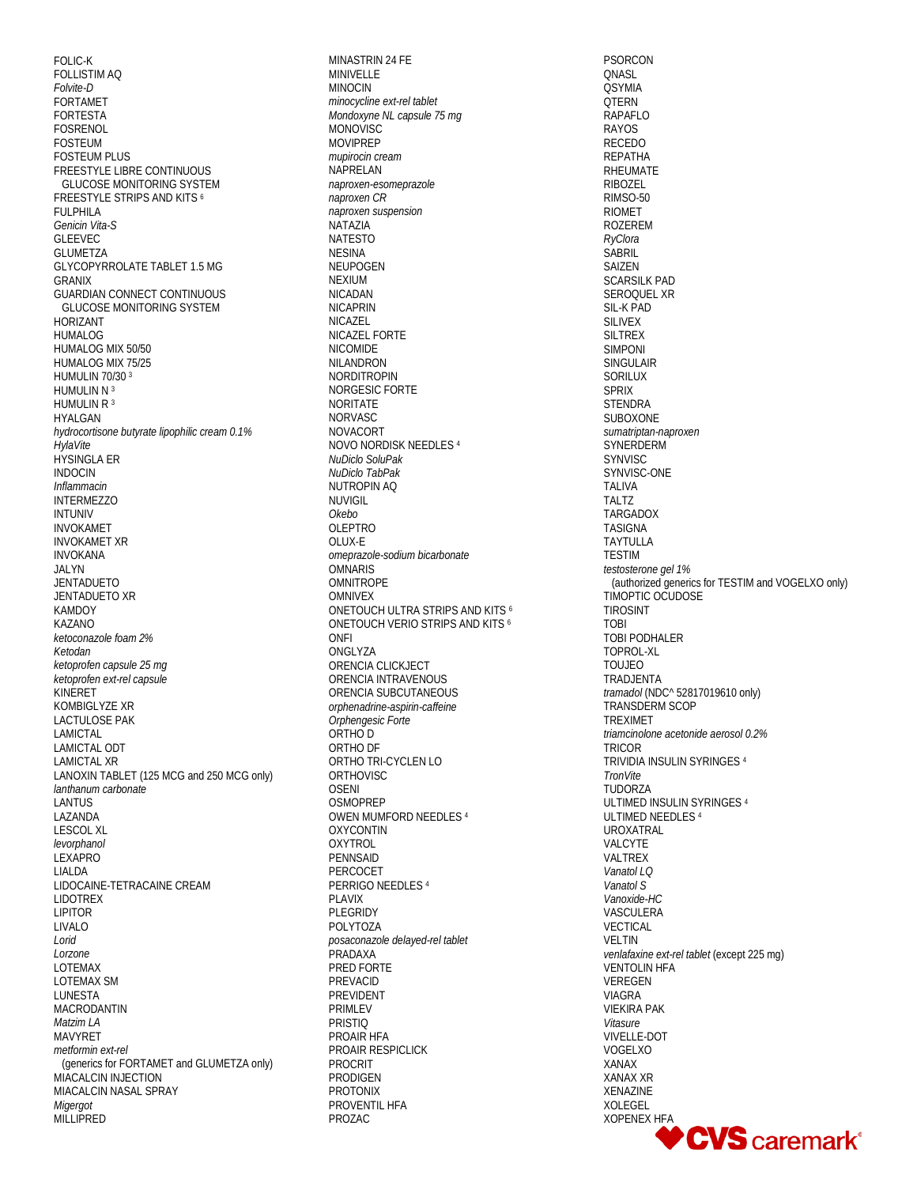FOLIC-K
FOLLISTIM AQ
*Folvite-D*
FORTAMET
FORTESTA
FOSRENOL
FOSTEUM
FOSTEUM PLUS
FREESTYLE LIBRE CONTINUOUS GLUCOSE MONITORING SYSTEM
FREESTYLE STRIPS AND KITS [6]
FULPHILA
*Genicin Vita-S*
GLEEVEC
GLUMETZA
GLYCOPYRROLATE TABLET 1.5 MG
GRANIX
GUARDIAN CONNECT CONTINUOUS GLUCOSE MONITORING SYSTEM
HORIZANT
HUMALOG
HUMALOG MIX 50/50
HUMALOG MIX 75/25
HUMULIN 70/30 [3]
HUMULIN N [3]
HUMULIN R [3]
HYALGAN
*hydrocortisone butyrate lipophilic cream 0.1%*
*HylaVite*
HYSINGLA ER
INDOCIN
*Inflammacin*
INTERMEZZO
INTUNIV
INVOKAMET
INVOKAMET XR
INVOKANA
JALYN
JENTADUETO
JENTADUETO XR
KAMDOY
KAZANO
*ketoconazole foam 2%*
*Ketodan*
*ketoprofen capsule 25 mg*
*ketoprofen ext-rel capsule*
KINERET
KOMBIGLYZE XR
LACTULOSE PAK
LAMICTAL
LAMICTAL ODT
LAMICTAL XR
LANOXIN TABLET (125 MCG and 250 MCG only)
*lanthanum carbonate*
LANTUS
LAZANDA
LESCOL XL
*levorphanol*
LEXAPRO
LIALDA
LIDOCAINE-TETRACAINE CREAM
LIDOTREX
LIPITOR
LIVALO
*Lorid*
*Lorzone*
LOTEMAX
LOTEMAX SM
LUNESTA
MACRODANTIN
*Matzim LA*
MAVYRET
*metformin ext-rel*
(generics for FORTAMET and GLUMETZA only)
MIACALCIN INJECTION
MIACALCIN NASAL SPRAY
*Migergot*
MILLIPRED
MINASTRIN 24 FE
MINIVELLE
MINOCIN
*minocycline ext-rel tablet*
*Mondoxyne NL capsule 75 mg*
MONOVISC
MOVIPREP
*mupirocin cream*
NAPRELAN
*naproxen-esomeprazole*
*naproxen CR*
*naproxen suspension*
NATAZIA
NATESTO
NESINA
NEUPOGEN
NEXIUM
NICADAN
NICAPRIN
NICAZEL
NICAZEL FORTE
NICOMIDE
NILANDRON
NORDITROPIN
NORGESIC FORTE
NORITATE
NORVASC
NOVACORT
NOVO NORDISK NEEDLES [4]
*NuDiclo SoluPak*
*NuDiclo TabPak*
NUTROPIN AQ
NUVIGIL
*Okebo*
OLEPTRO
OLUX-E
*omeprazole-sodium bicarbonate*
OMNARIS
OMNITROPE
OMNIVEX
ONETOUCH ULTRA STRIPS AND KITS [6]
ONETOUCH VERIO STRIPS AND KITS [6]
ONFI
ONGLYZA
ORENCIA CLICKJECT
ORENCIA INTRAVENOUS
ORENCIA SUBCUTANEOUS
*orphenadrine-aspirin-caffeine*
*Orphengesic Forte*
ORTHO D
ORTHO DF
ORTHO TRI-CYCLEN LO
ORTHOVISC
OSENI
OSMOPREP
OWEN MUMFORD NEEDLES [4]
OXYCONTIN
OXYTROL
PENNSAID
PERCOCET
PERRIGO NEEDLES [4]
PLAVIX
PLEGRIDY
POLYTOZA
*posaconazole delayed-rel tablet*
PRADAXA
PRED FORTE
PREVACID
PREVIDENT
PRIMLEV
PRISTIQ
PROAIR HFA
PROAIR RESPICLICK
PROCRIT
PRODIGEN
PROTONIX
PROVENTIL HFA
PROZAC
PSORCON
QNASL
QSYMIA
QTERN
RAPAFLO
RAYOS
RECEDO
REPATHA
RHEUMATE
RIBOZEL
RIMSO-50
RIOMET
ROZEREM
*RyClora*
SABRIL
SAIZEN
SCARSILK PAD
SEROQUEL XR
SIL-K PAD
SILIVEX
SILTREX
SIMPONI
SINGULAIR
SORILUX
SPRIX
STENDRA
SUBOXONE
*sumatriptan-naproxen*
SYNERDERM
SYNVISC
SYNVISC-ONE
TALIVA
TALTZ
TARGADOX
TASIGNA
TAYTULLA
TESTIM
*testosterone gel 1%*
(authorized generics for TESTIM and VOGELXO only)
TIMOPTIC OCUDOSE
TIROSINT
TOBI
TOBI PODHALER
TOPROL-XL
TOUJEO
TRADJENTA
*tramadol* (NDC^ 52817019610 only)
TRANSDERM SCOP
TREXIMET
*triamcinolone acetonide aerosol 0.2%*
TRICOR
TRIVIDIA INSULIN SYRINGES [4]
*TronVite*
TUDORZA
ULTIMED INSULIN SYRINGES [4]
ULTIMED NEEDLES [4]
UROXATRAL
VALCYTE
VALTREX
*Vanatol LQ*
*Vanatol S*
*Vanoxide-HC*
VASCULERA
VECTICAL
VELTIN
*venlafaxine ext-rel tablet* (except 225 mg)
VENTOLIN HFA
VEREGEN
VIAGRA
VIEKIRA PAK
*Vitasure*
VIVELLE-DOT
VOGELXO
XANAX
XANAX XR
XENAZINE
XOLEGEL
XOPENEX HFA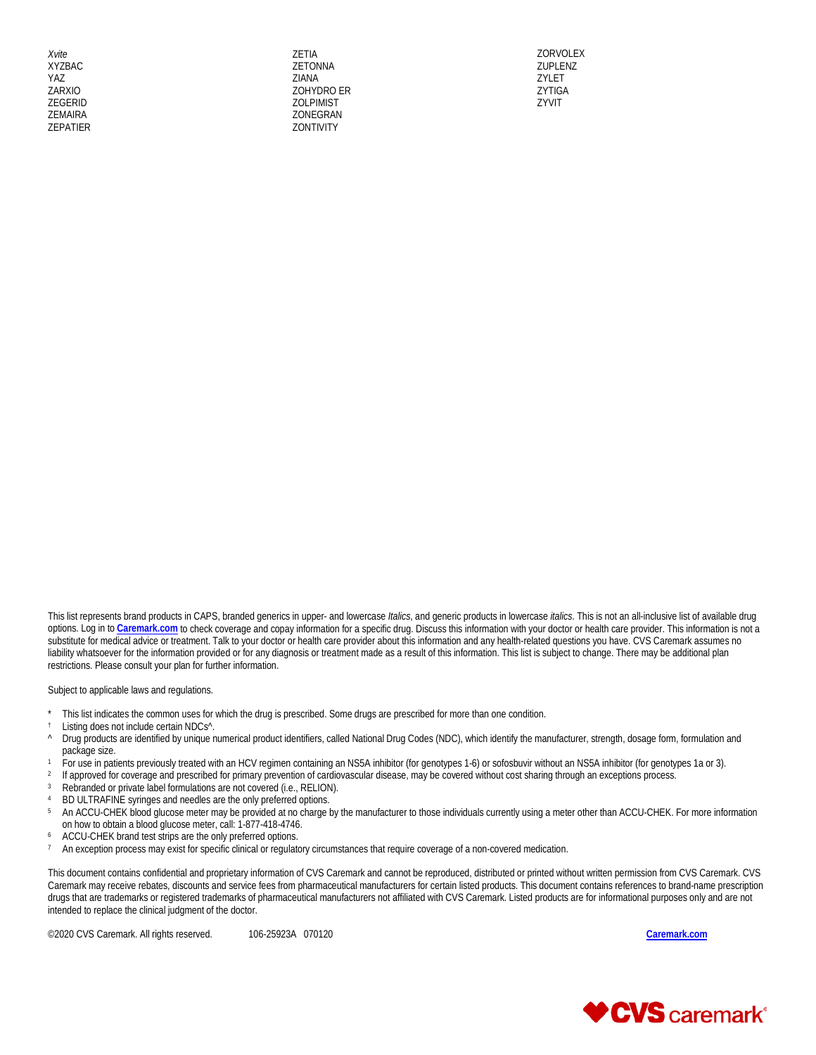*Xvite*
XYZBAC
YAZ
ZARXIO
ZEGERID
ZEMAIRA
ZEPATIER
ZETIA
ZETONNA
ZIANA
ZOHYDRO ER
ZOLPIMIST
ZONEGRAN
ZONTIVITY
ZORVOLEX
ZUPLENZ
ZYLET
ZYTIGA
ZYVIT

This list represents brand products in CAPS, branded generics in upper- and lowercase *Italics*, and generic products in lowercase *italics*. This is not an all-inclusive list of available drug options. Log in to **Caremark.com** to check coverage and copay information for a specific drug. Discuss this information with your doctor or health care provider. This information is not a substitute for medical advice or treatment. Talk to your doctor or health care provider about this information and any health-related questions you have. CVS Caremark assumes no liability whatsoever for the information provided or for any diagnosis or treatment made as a result of this information. This list is subject to change. There may be additional plan restrictions. Please consult your plan for further information.

Subject to applicable laws and regulations.

\* This list indicates the common uses for which the drug is prescribed. Some drugs are prescribed for more than one condition.
† Listing does not include certain NDCs^.
^ Drug products are identified by unique numerical product identifiers, called National Drug Codes (NDC), which identify the manufacturer, strength, dosage form, formulation and package size.
[1] For use in patients previously treated with an HCV regimen containing an NS5A inhibitor (for genotypes 1-6) or sofosbuvir without an NS5A inhibitor (for genotypes 1a or 3).
[2] If approved for coverage and prescribed for primary prevention of cardiovascular disease, may be covered without cost sharing through an exceptions process.
[3] Rebranded or private label formulations are not covered (i.e., RELION).
[4] BD ULTRAFINE syringes and needles are the only preferred options.
[5] An ACCU-CHEK blood glucose meter may be provided at no charge by the manufacturer to those individuals currently using a meter other than ACCU-CHEK. For more information on how to obtain a blood glucose meter, call: 1-877-418-4746.
[6] ACCU-CHEK brand test strips are the only preferred options.
[7] An exception process may exist for specific clinical or regulatory circumstances that require coverage of a non-covered medication.

This document contains confidential and proprietary information of CVS Caremark and cannot be reproduced, distributed or printed without written permission from CVS Caremark. CVS Caremark may receive rebates, discounts and service fees from pharmaceutical manufacturers for certain listed products. This document contains references to brand-name prescription drugs that are trademarks or registered trademarks of pharmaceutical manufacturers not affiliated with CVS Caremark. Listed products are for informational purposes only and are not intended to replace the clinical judgment of the doctor.

©2020 CVS Caremark. All rights reserved. 106-25923A 070120 **Caremark.com**

CVS caremark®